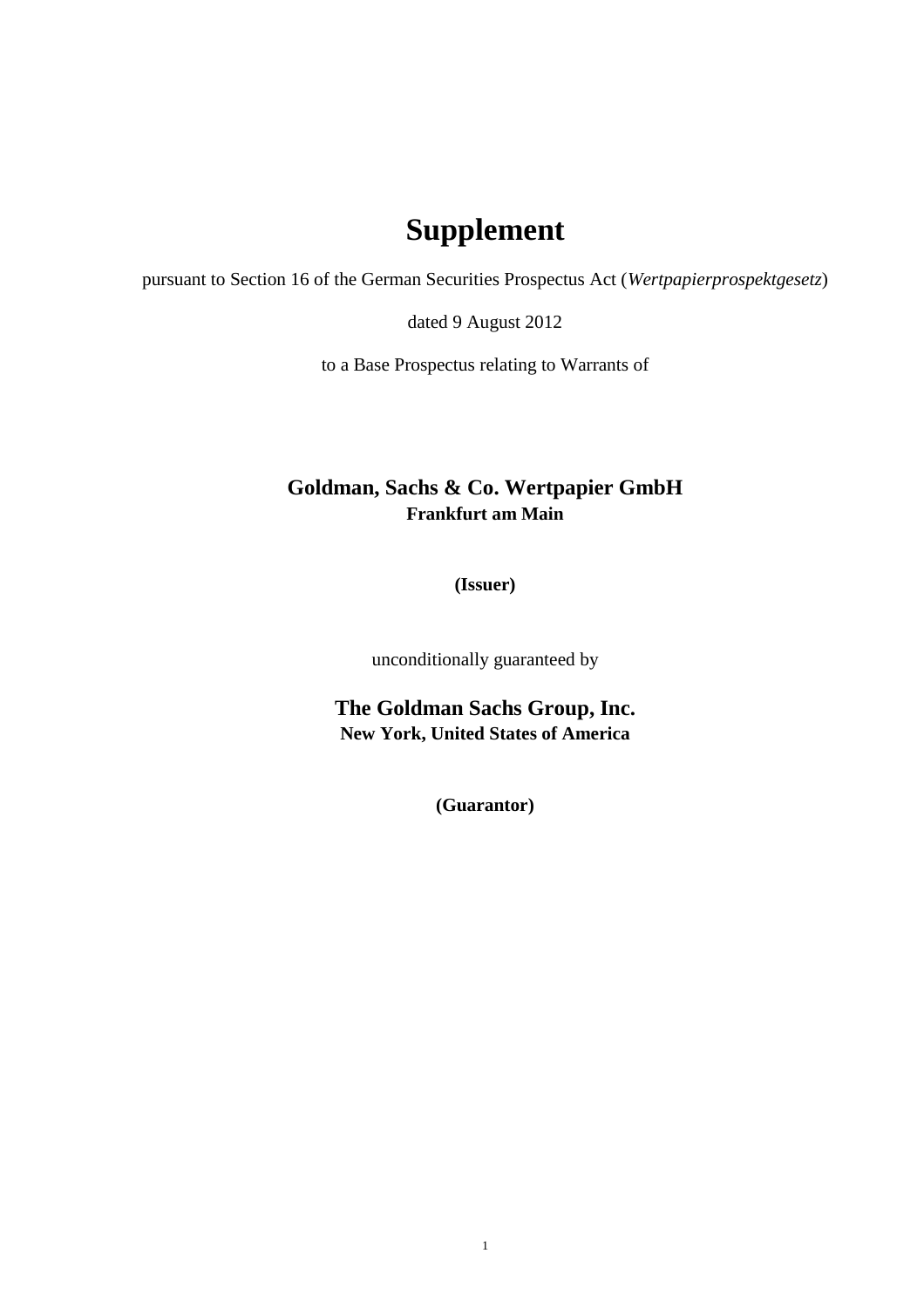# Supplement

pursuant to Section 16 of the German Securities Prospectus Act (*Wertpapierprospektgesetz*)

dated 9 August 2012

to a Base Prospectus relating to Warrants of

**Goldman, Sachs & Co. Wertpapier GmbH**
**Frankfurt am Main**

**(Issuer)**

unconditionally guaranteed by

**The Goldman Sachs Group, Inc.**
**New York, United States of America**

**(Guarantor)**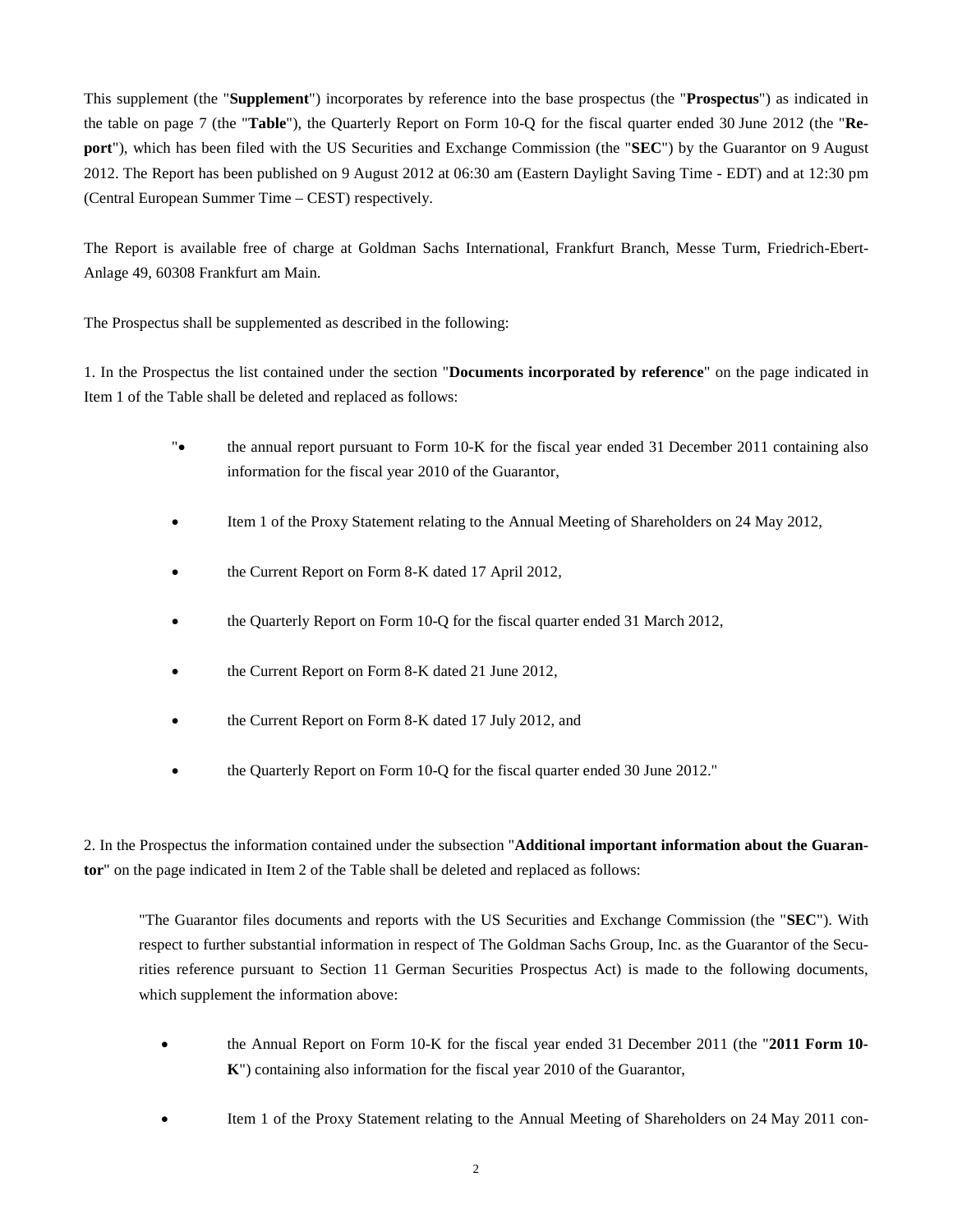This supplement (the "**Supplement**") incorporates by reference into the base prospectus (the "**Prospectus**") as indicated in the table on page 7 (the "**Table**"), the Quarterly Report on Form 10-Q for the fiscal quarter ended 30 June 2012 (the "**Report**"), which has been filed with the US Securities and Exchange Commission (the "**SEC**") by the Guarantor on 9 August 2012. The Report has been published on 9 August 2012 at 06:30 am (Eastern Daylight Saving Time - EDT) and at 12:30 pm (Central European Summer Time – CEST) respectively.

The Report is available free of charge at Goldman Sachs International, Frankfurt Branch, Messe Turm, Friedrich-Ebert-Anlage 49, 60308 Frankfurt am Main.

The Prospectus shall be supplemented as described in the following:

1. In the Prospectus the list contained under the section "**Documents incorporated by reference**" on the page indicated in Item 1 of the Table shall be deleted and replaced as follows:

> "• the annual report pursuant to Form 10-K for the fiscal year ended 31 December 2011 containing also information for the fiscal year 2010 of the Guarantor,
>
> • Item 1 of the Proxy Statement relating to the Annual Meeting of Shareholders on 24 May 2012,
>
> • the Current Report on Form 8-K dated 17 April 2012,
>
> • the Quarterly Report on Form 10-Q for the fiscal quarter ended 31 March 2012,
>
> • the Current Report on Form 8-K dated 21 June 2012,
>
> • the Current Report on Form 8-K dated 17 July 2012, and
>
> • the Quarterly Report on Form 10-Q for the fiscal quarter ended 30 June 2012."

2. In the Prospectus the information contained under the subsection "**Additional important information about the Guarantor**" on the page indicated in Item 2 of the Table shall be deleted and replaced as follows:

> "The Guarantor files documents and reports with the US Securities and Exchange Commission (the "**SEC**"). With respect to further substantial information in respect of The Goldman Sachs Group, Inc. as the Guarantor of the Securities reference pursuant to Section 11 German Securities Prospectus Act) is made to the following documents, which supplement the information above:
>
> • the Annual Report on Form 10-K for the fiscal year ended 31 December 2011 (the "**2011 Form 10-K**") containing also information for the fiscal year 2010 of the Guarantor,
>
> • Item 1 of the Proxy Statement relating to the Annual Meeting of Shareholders on 24 May 2011 con-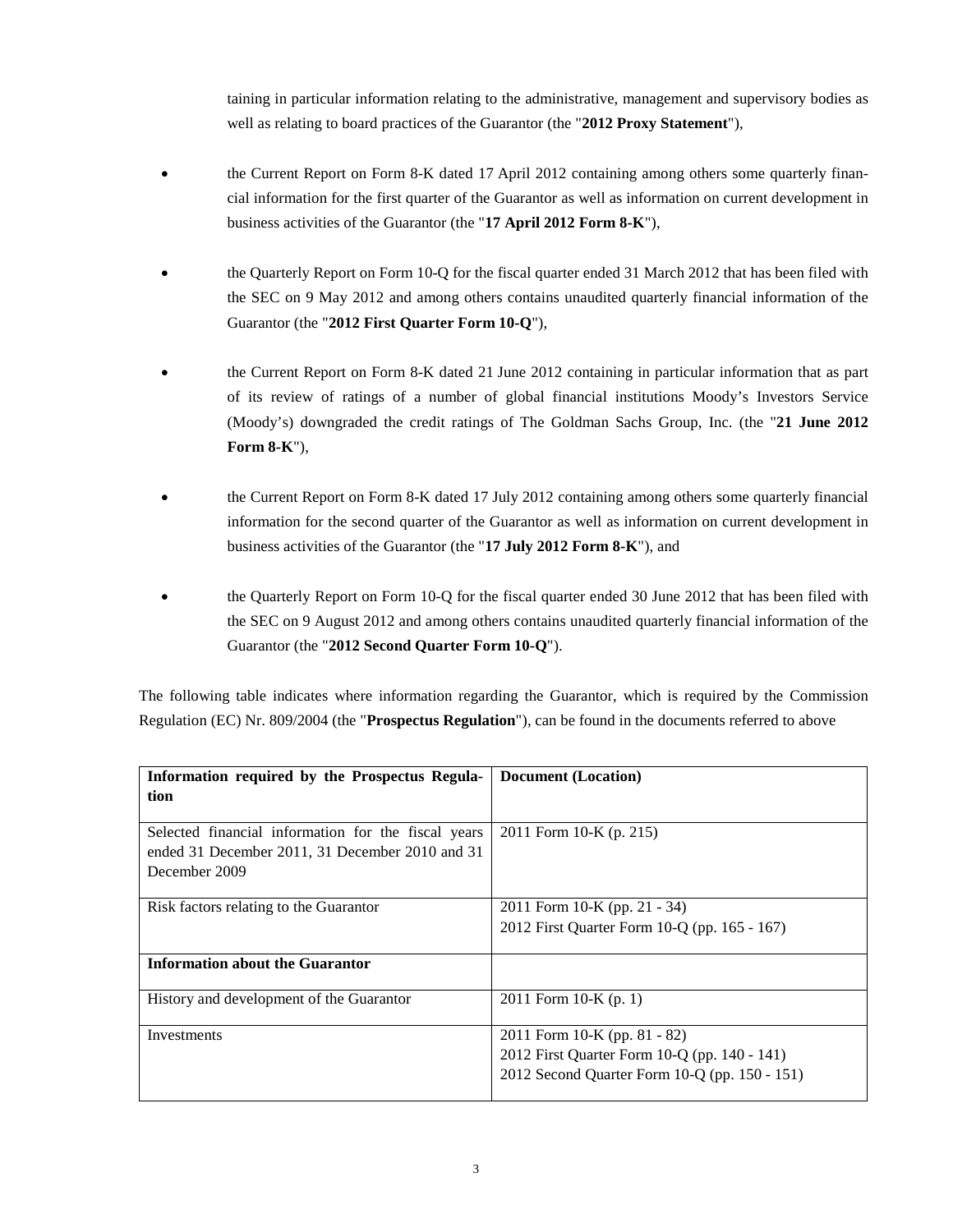taining in particular information relating to the administrative, management and supervisory bodies as well as relating to board practices of the Guarantor (the "**2012 Proxy Statement**"),

- the Current Report on Form 8-K dated 17 April 2012 containing among others some quarterly financial information for the first quarter of the Guarantor as well as information on current development in business activities of the Guarantor (the "**17 April 2012 Form 8-K**"),
- the Quarterly Report on Form 10-Q for the fiscal quarter ended 31 March 2012 that has been filed with the SEC on 9 May 2012 and among others contains unaudited quarterly financial information of the Guarantor (the "**2012 First Quarter Form 10-Q**"),
- the Current Report on Form 8-K dated 21 June 2012 containing in particular information that as part of its review of ratings of a number of global financial institutions Moody's Investors Service (Moody's) downgraded the credit ratings of The Goldman Sachs Group, Inc. (the "**21 June 2012 Form 8-K**"),
- the Current Report on Form 8-K dated 17 July 2012 containing among others some quarterly financial information for the second quarter of the Guarantor as well as information on current development in business activities of the Guarantor (the "**17 July 2012 Form 8-K**"), and
- the Quarterly Report on Form 10-Q for the fiscal quarter ended 30 June 2012 that has been filed with the SEC on 9 August 2012 and among others contains unaudited quarterly financial information of the Guarantor (the "**2012 Second Quarter Form 10-Q**").

The following table indicates where information regarding the Guarantor, which is required by the Commission Regulation (EC) Nr. 809/2004 (the "**Prospectus Regulation**"), can be found in the documents referred to above

| **Information required by the Prospectus Regulation** | **Document (Location)** |
|---|---|
| Selected financial information for the fiscal years ended 31 December 2011, 31 December 2010 and 31 December 2009 | 2011 Form 10-K (p. 215) |
| Risk factors relating to the Guarantor | 2011 Form 10-K (pp. 21 - 34)<br>2012 First Quarter Form 10-Q (pp. 165 - 167) |
| **Information about the Guarantor** | |
| History and development of the Guarantor | 2011 Form 10-K (p. 1) |
| Investments | 2011 Form 10-K (pp. 81 - 82)<br>2012 First Quarter Form 10-Q (pp. 140 - 141)<br>2012 Second Quarter Form 10-Q (pp. 150 - 151) |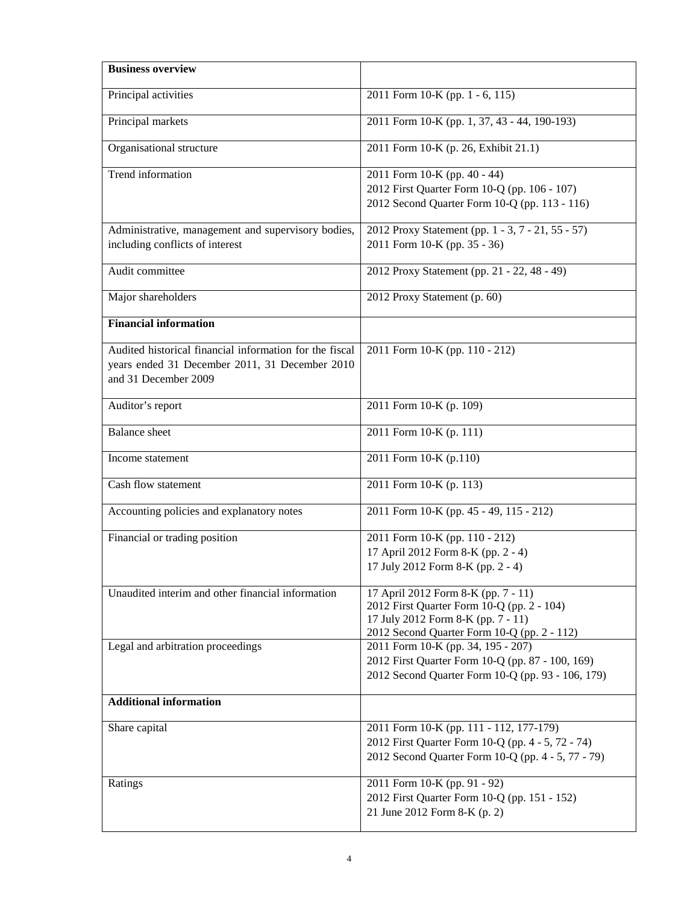| **Business overview** | |
|---|---|
| Principal activities | 2011 Form 10-K (pp. 1 - 6, 115) |
| Principal markets | 2011 Form 10-K (pp. 1, 37, 43 - 44, 190-193) |
| Organisational structure | 2011 Form 10-K (p. 26, Exhibit 21.1) |
| Trend information | 2011 Form 10-K (pp. 40 - 44)<br>2012 First Quarter Form 10-Q (pp. 106 - 107)<br>2012 Second Quarter Form 10-Q (pp. 113 - 116) |
| Administrative, management and supervisory bodies, including conflicts of interest | 2012 Proxy Statement (pp. 1 - 3, 7 - 21, 55 - 57)<br>2011 Form 10-K (pp. 35 - 36) |
| Audit committee | 2012 Proxy Statement (pp. 21 - 22, 48 - 49) |
| Major shareholders | 2012 Proxy Statement (p. 60) |
| **Financial information** | |
| Audited historical financial information for the fiscal years ended 31 December 2011, 31 December 2010 and 31 December 2009 | 2011 Form 10-K (pp. 110 - 212) |
| Auditor's report | 2011 Form 10-K (p. 109) |
| Balance sheet | 2011 Form 10-K (p. 111) |
| Income statement | 2011 Form 10-K (p.110) |
| Cash flow statement | 2011 Form 10-K (p. 113) |
| Accounting policies and explanatory notes | 2011 Form 10-K (pp. 45 - 49, 115 - 212) |
| Financial or trading position | 2011 Form 10-K (pp. 110 - 212)<br>17 April 2012 Form 8-K (pp. 2 - 4)<br>17 July 2012 Form 8-K (pp. 2 - 4) |
| Unaudited interim and other financial information | 17 April 2012 Form 8-K (pp. 7 - 11)<br>2012 First Quarter Form 10-Q (pp. 2 - 104)<br>17 July 2012 Form 8-K (pp. 7 - 11)<br>2012 Second Quarter Form 10-Q (pp. 2 - 112) |
| Legal and arbitration proceedings | 2011 Form 10-K (pp. 34, 195 - 207)<br>2012 First Quarter Form 10-Q (pp. 87 - 100, 169)<br>2012 Second Quarter Form 10-Q (pp. 93 - 106, 179) |
| **Additional information** | |
| Share capital | 2011 Form 10-K (pp. 111 - 112, 177-179)<br>2012 First Quarter Form 10-Q (pp. 4 - 5, 72 - 74)<br>2012 Second Quarter Form 10-Q (pp. 4 - 5, 77 - 79) |
| Ratings | 2011 Form 10-K (pp. 91 - 92)<br>2012 First Quarter Form 10-Q (pp. 151 - 152)<br>21 June 2012 Form 8-K (p. 2) |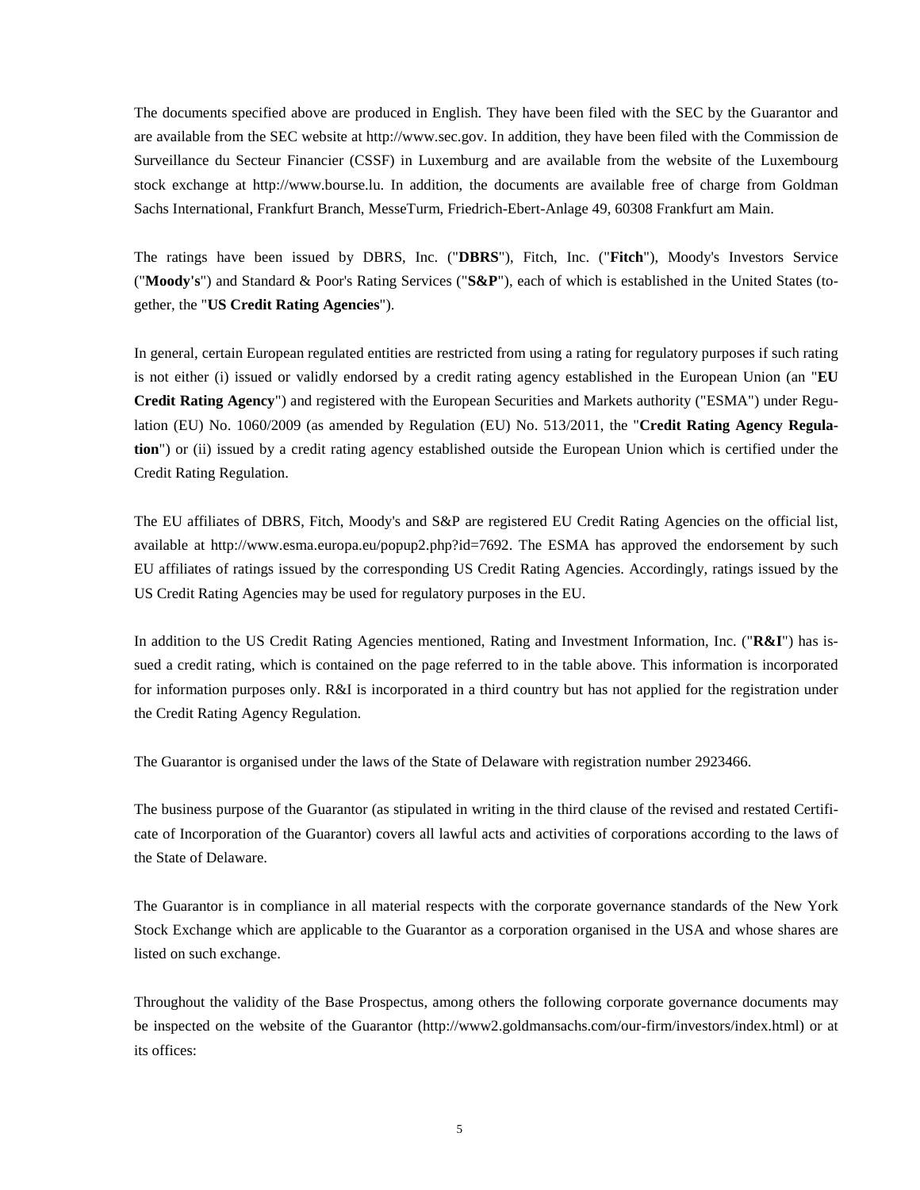The documents specified above are produced in English. They have been filed with the SEC by the Guarantor and are available from the SEC website at http://www.sec.gov. In addition, they have been filed with the Commission de Surveillance du Secteur Financier (CSSF) in Luxemburg and are available from the website of the Luxembourg stock exchange at http://www.bourse.lu. In addition, the documents are available free of charge from Goldman Sachs International, Frankfurt Branch, MesseTurm, Friedrich-Ebert-Anlage 49, 60308 Frankfurt am Main.

The ratings have been issued by DBRS, Inc. ("**DBRS**"), Fitch, Inc. ("**Fitch**"), Moody's Investors Service ("**Moody's**") and Standard & Poor's Rating Services ("**S&P**"), each of which is established in the United States (together, the "**US Credit Rating Agencies**").

In general, certain European regulated entities are restricted from using a rating for regulatory purposes if such rating is not either (i) issued or validly endorsed by a credit rating agency established in the European Union (an "**EU Credit Rating Agency**") and registered with the European Securities and Markets authority ("ESMA") under Regulation (EU) No. 1060/2009 (as amended by Regulation (EU) No. 513/2011, the "**Credit Rating Agency Regulation**") or (ii) issued by a credit rating agency established outside the European Union which is certified under the Credit Rating Regulation.

The EU affiliates of DBRS, Fitch, Moody's and S&P are registered EU Credit Rating Agencies on the official list, available at http://www.esma.europa.eu/popup2.php?id=7692. The ESMA has approved the endorsement by such EU affiliates of ratings issued by the corresponding US Credit Rating Agencies. Accordingly, ratings issued by the US Credit Rating Agencies may be used for regulatory purposes in the EU.

In addition to the US Credit Rating Agencies mentioned, Rating and Investment Information, Inc. ("**R&I**") has issued a credit rating, which is contained on the page referred to in the table above. This information is incorporated for information purposes only. R&I is incorporated in a third country but has not applied for the registration under the Credit Rating Agency Regulation.

The Guarantor is organised under the laws of the State of Delaware with registration number 2923466.

The business purpose of the Guarantor (as stipulated in writing in the third clause of the revised and restated Certificate of Incorporation of the Guarantor) covers all lawful acts and activities of corporations according to the laws of the State of Delaware.

The Guarantor is in compliance in all material respects with the corporate governance standards of the New York Stock Exchange which are applicable to the Guarantor as a corporation organised in the USA and whose shares are listed on such exchange.

Throughout the validity of the Base Prospectus, among others the following corporate governance documents may be inspected on the website of the Guarantor (http://www2.goldmansachs.com/our-firm/investors/index.html) or at its offices: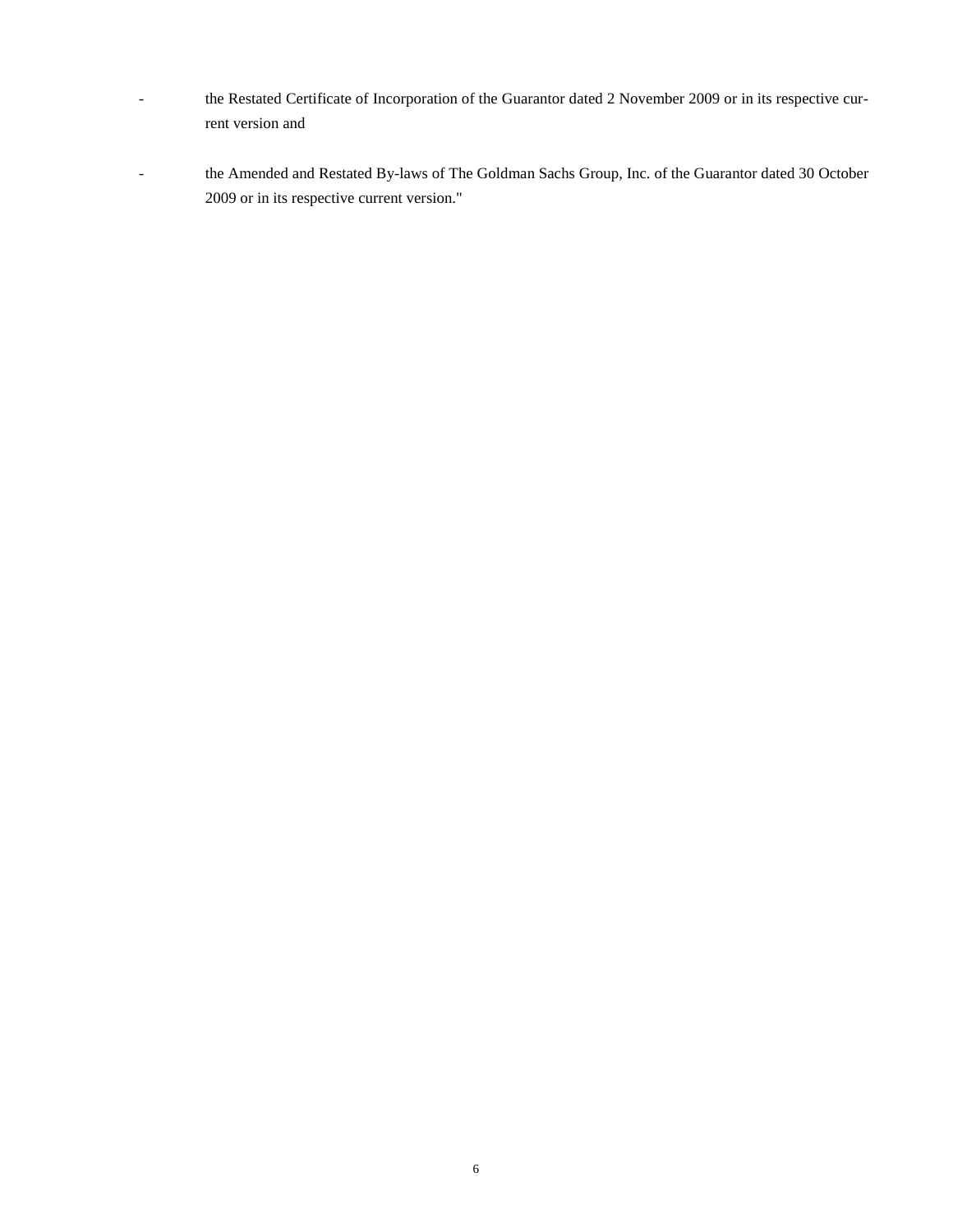- the Restated Certificate of Incorporation of the Guarantor dated 2 November 2009 or in its respective current version and

- the Amended and Restated By-laws of The Goldman Sachs Group, Inc. of the Guarantor dated 30 October 2009 or in its respective current version."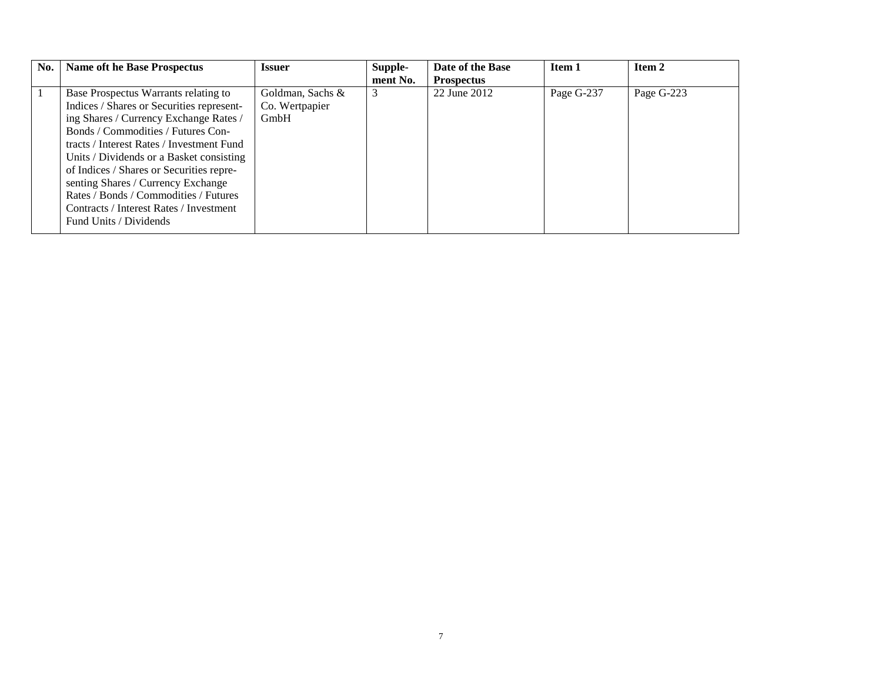| No. | Name oft he Base Prospectus | Issuer | Supplement No. | Date of the Base Prospectus | Item 1 | Item 2 |
|---|---|---|---|---|---|---|
| 1 | Base Prospectus Warrants relating to Indices / Shares or Securities representing Shares / Currency Exchange Rates / Bonds / Commodities / Futures Contracts / Interest Rates / Investment Fund Units / Dividends or a Basket consisting of Indices / Shares or Securities representing Shares / Currency Exchange Rates / Bonds / Commodities / Futures Contracts / Interest Rates / Investment Fund Units / Dividends | Goldman, Sachs & Co. Wertpapier GmbH | 3 | 22 June 2012 | Page G-237 | Page G-223 |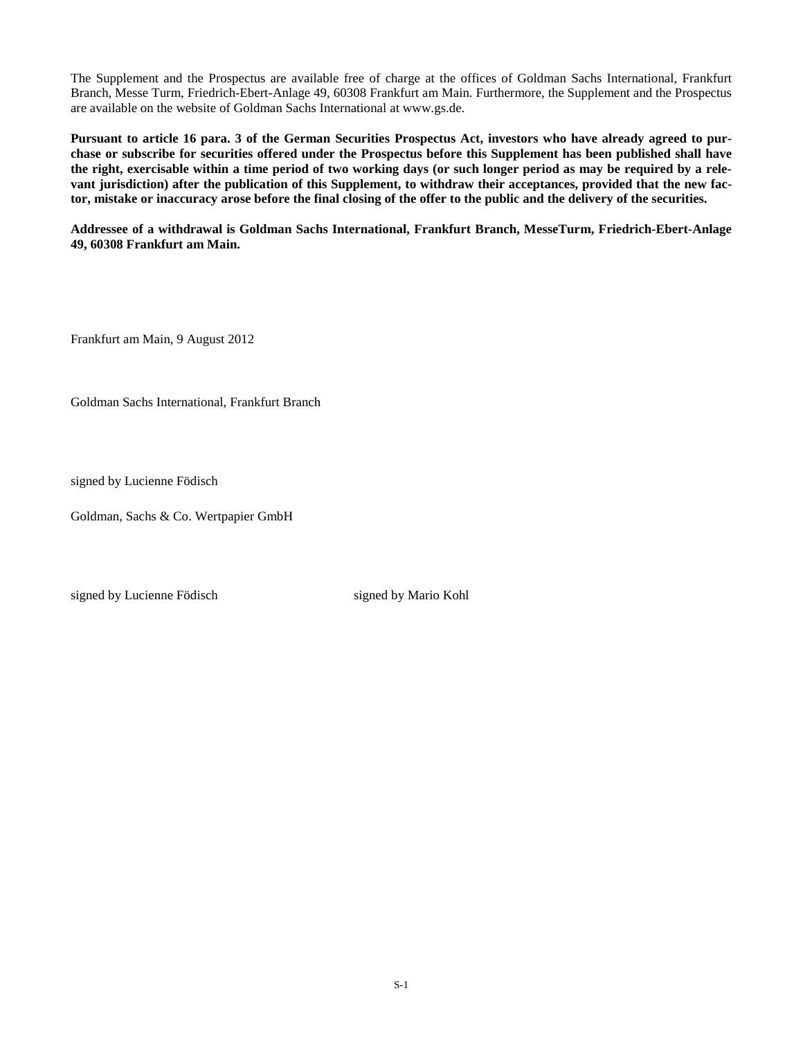The Supplement and the Prospectus are available free of charge at the offices of Goldman Sachs International, Frankfurt Branch, Messe Turm, Friedrich-Ebert-Anlage 49, 60308 Frankfurt am Main. Furthermore, the Supplement and the Prospectus are available on the website of Goldman Sachs International at www.gs.de.

**Pursuant to article 16 para. 3 of the German Securities Prospectus Act, investors who have already agreed to purchase or subscribe for securities offered under the Prospectus before this Supplement has been published shall have the right, exercisable within a time period of two working days (or such longer period as may be required by a relevant jurisdiction) after the publication of this Supplement, to withdraw their acceptances, provided that the new factor, mistake or inaccuracy arose before the final closing of the offer to the public and the delivery of the securities.**

**Addressee of a withdrawal is Goldman Sachs International, Frankfurt Branch, MesseTurm, Friedrich-Ebert-Anlage 49, 60308 Frankfurt am Main.**

Frankfurt am Main, 9 August 2012

Goldman Sachs International, Frankfurt Branch

signed by Lucienne Födisch

Goldman, Sachs & Co. Wertpapier GmbH

signed by Lucienne Födisch

signed by Mario Kohl